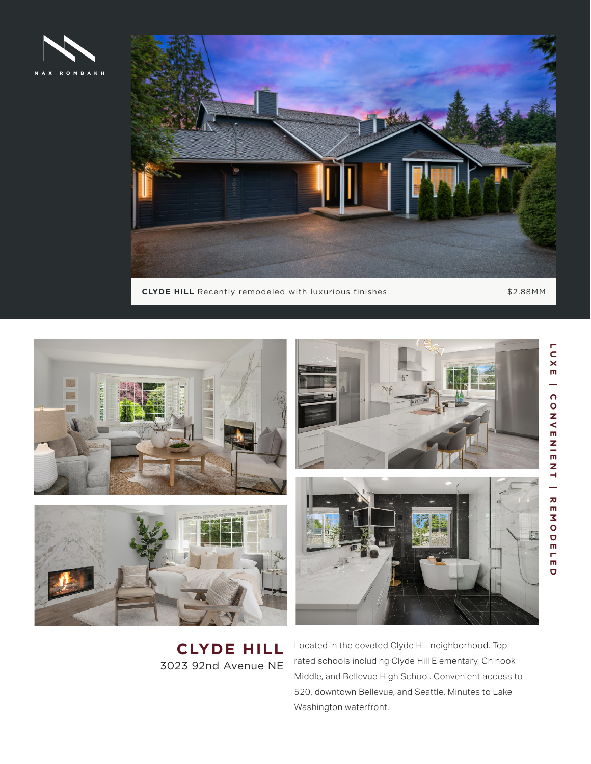MAX ROMBAKH

**CLYDE HILL** Recently remodeled with luxurious finishes $2.88MM

LUXE | CONVENIENT | REMODELED

# CLYDE HILL

3023 92nd Avenue NE

Located in the coveted Clyde Hill neighborhood. Top rated schools including Clyde Hill Elementary, Chinook Middle, and Bellevue High School. Convenient access to 520, downtown Bellevue, and Seattle. Minutes to Lake Washington waterfront.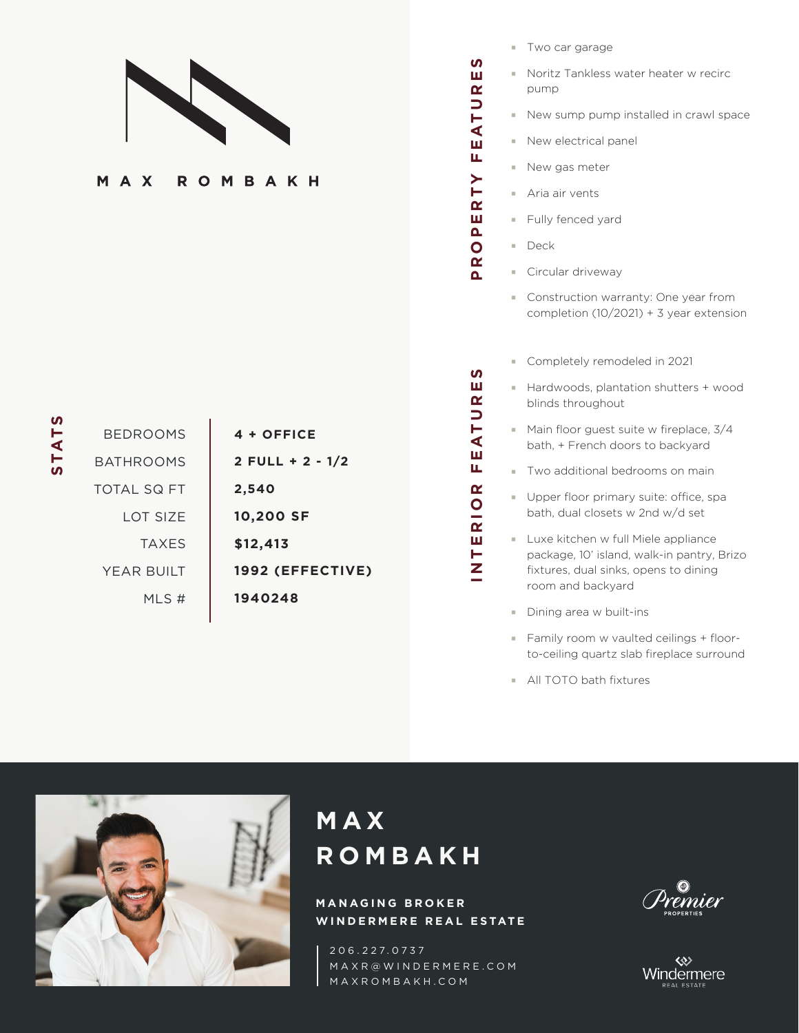MAX ROMBAKH

## STATS

| | |
|---|---|
| BEDROOMS | 4 + OFFICE |
| BATHROOMS | 2 FULL + 2 - 1/2 |
| TOTAL SQ FT | 2,540 |
| LOT SIZE | 10,200 SF |
| TAXES | $12,413 |
| YEAR BUILT | 1992 (EFFECTIVE) |
| MLS # | 1940248 |

## PROPERTY FEATURES

- Two car garage
- Noritz Tankless water heater w recirc pump
- New sump pump installed in crawl space
- New electrical panel
- New gas meter
- Aria air vents
- Fully fenced yard
- Deck
- Circular driveway
- Construction warranty: One year from completion (10/2021) + 3 year extension

## INTERIOR FEATURES

- Completely remodeled in 2021
- Hardwoods, plantation shutters + wood blinds throughout
- Main floor guest suite w fireplace, 3/4 bath, + French doors to backyard
- Two additional bedrooms on main
- Upper floor primary suite: office, spa bath, dual closets w 2nd w/d set
- Luxe kitchen w full Miele appliance package, 10' island, walk-in pantry, Brizo fixtures, dual sinks, opens to dining room and backyard
- Dining area w built-ins
- Family room w vaulted ceilings + floor-to-ceiling quartz slab fireplace surround
- All TOTO bath fixtures

## MAX ROMBAKH

**MANAGING BROKER**
**WINDERMERE REAL ESTATE**

206.227.0737
MAXR@WINDERMERE.COM
MAXROMBAKH.COM

Premier PROPERTIES

Windermere REAL ESTATE